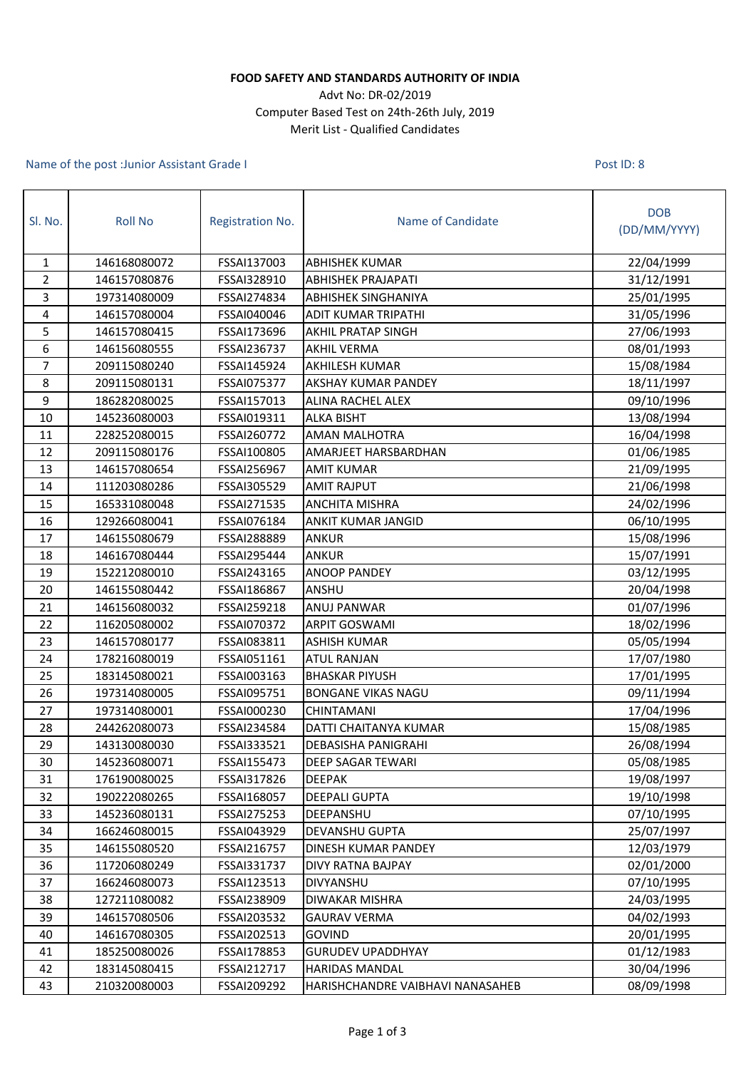**FOOD SAFETY AND STANDARDS AUTHORITY OF INDIA**

Advt No: DR-02/2019

Computer Based Test on 24th-26th July, 2019

Merit List - Qualified Candidates

Name of the post :Junior Assistant Grade I

Post ID: 8

| Sl. No. | Roll No | Registration No. | Name of Candidate | DOB (DD/MM/YYYY) |
|---|---|---|---|---|
| 1 | 146168080072 | FSSAI137003 | ABHISHEK KUMAR | 22/04/1999 |
| 2 | 146157080876 | FSSAI328910 | ABHISHEK PRAJAPATI | 31/12/1991 |
| 3 | 197314080009 | FSSAI274834 | ABHISHEK SINGHANIYA | 25/01/1995 |
| 4 | 146157080004 | FSSAI040046 | ADIT KUMAR TRIPATHI | 31/05/1996 |
| 5 | 146157080415 | FSSAI173696 | AKHIL PRATAP SINGH | 27/06/1993 |
| 6 | 146156080555 | FSSAI236737 | AKHIL VERMA | 08/01/1993 |
| 7 | 209115080240 | FSSAI145924 | AKHILESH KUMAR | 15/08/1984 |
| 8 | 209115080131 | FSSAI075377 | AKSHAY KUMAR PANDEY | 18/11/1997 |
| 9 | 186282080025 | FSSAI157013 | ALINA RACHEL ALEX | 09/10/1996 |
| 10 | 145236080003 | FSSAI019311 | ALKA BISHT | 13/08/1994 |
| 11 | 228252080015 | FSSAI260772 | AMAN MALHOTRA | 16/04/1998 |
| 12 | 209115080176 | FSSAI100805 | AMARJEET HARSBARDHAN | 01/06/1985 |
| 13 | 146157080654 | FSSAI256967 | AMIT KUMAR | 21/09/1995 |
| 14 | 111203080286 | FSSAI305529 | AMIT RAJPUT | 21/06/1998 |
| 15 | 165331080048 | FSSAI271535 | ANCHITA MISHRA | 24/02/1996 |
| 16 | 129266080041 | FSSAI076184 | ANKIT KUMAR JANGID | 06/10/1995 |
| 17 | 146155080679 | FSSAI288889 | ANKUR | 15/08/1996 |
| 18 | 146167080444 | FSSAI295444 | ANKUR | 15/07/1991 |
| 19 | 152212080010 | FSSAI243165 | ANOOP PANDEY | 03/12/1995 |
| 20 | 146155080442 | FSSAI186867 | ANSHU | 20/04/1998 |
| 21 | 146156080032 | FSSAI259218 | ANUJ PANWAR | 01/07/1996 |
| 22 | 116205080002 | FSSAI070372 | ARPIT GOSWAMI | 18/02/1996 |
| 23 | 146157080177 | FSSAI083811 | ASHISH KUMAR | 05/05/1994 |
| 24 | 178216080019 | FSSAI051161 | ATUL RANJAN | 17/07/1980 |
| 25 | 183145080021 | FSSAI003163 | BHASKAR PIYUSH | 17/01/1995 |
| 26 | 197314080005 | FSSAI095751 | BONGANE VIKAS NAGU | 09/11/1994 |
| 27 | 197314080001 | FSSAI000230 | CHINTAMANI | 17/04/1996 |
| 28 | 244262080073 | FSSAI234584 | DATTI CHAITANYA KUMAR | 15/08/1985 |
| 29 | 143130080030 | FSSAI333521 | DEBASISHA PANIGRAHI | 26/08/1994 |
| 30 | 145236080071 | FSSAI155473 | DEEP SAGAR TEWARI | 05/08/1985 |
| 31 | 176190080025 | FSSAI317826 | DEEPAK | 19/08/1997 |
| 32 | 190222080265 | FSSAI168057 | DEEPALI GUPTA | 19/10/1998 |
| 33 | 145236080131 | FSSAI275253 | DEEPANSHU | 07/10/1995 |
| 34 | 166246080015 | FSSAI043929 | DEVANSHU GUPTA | 25/07/1997 |
| 35 | 146155080520 | FSSAI216757 | DINESH KUMAR PANDEY | 12/03/1979 |
| 36 | 117206080249 | FSSAI331737 | DIVY RATNA BAJPAY | 02/01/2000 |
| 37 | 166246080073 | FSSAI123513 | DIVYANSHU | 07/10/1995 |
| 38 | 127211080082 | FSSAI238909 | DIWAKAR MISHRA | 24/03/1995 |
| 39 | 146157080506 | FSSAI203532 | GAURAV VERMA | 04/02/1993 |
| 40 | 146167080305 | FSSAI202513 | GOVIND | 20/01/1995 |
| 41 | 185250080026 | FSSAI178853 | GURUDEV UPADDHYAY | 01/12/1983 |
| 42 | 183145080415 | FSSAI212717 | HARIDAS MANDAL | 30/04/1996 |
| 43 | 210320080003 | FSSAI209292 | HARISHCHANDRE VAIBHAVI NANASAHEB | 08/09/1998 |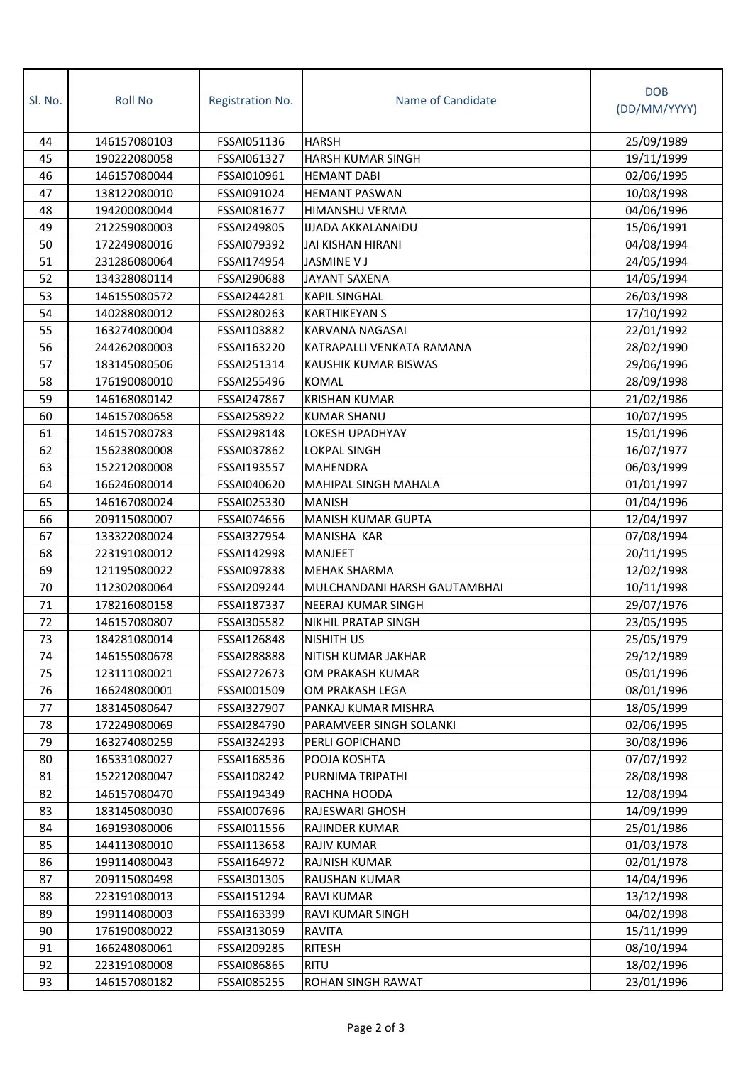| Sl. No. | Roll No | Registration No. | Name of Candidate | DOB (DD/MM/YYYY) |
|---|---|---|---|---|
| 44 | 146157080103 | FSSAI051136 | HARSH | 25/09/1989 |
| 45 | 190222080058 | FSSAI061327 | HARSH KUMAR SINGH | 19/11/1999 |
| 46 | 146157080044 | FSSAI010961 | HEMANT DABI | 02/06/1995 |
| 47 | 138122080010 | FSSAI091024 | HEMANT PASWAN | 10/08/1998 |
| 48 | 194200080044 | FSSAI081677 | HIMANSHU VERMA | 04/06/1996 |
| 49 | 212259080003 | FSSAI249805 | IJJADA AKKALANAIDU | 15/06/1991 |
| 50 | 172249080016 | FSSAI079392 | JAI KISHAN HIRANI | 04/08/1994 |
| 51 | 231286080064 | FSSAI174954 | JASMINE V J | 24/05/1994 |
| 52 | 134328080114 | FSSAI290688 | JAYANT SAXENA | 14/05/1994 |
| 53 | 146155080572 | FSSAI244281 | KAPIL SINGHAL | 26/03/1998 |
| 54 | 140288080012 | FSSAI280263 | KARTHIKEYAN S | 17/10/1992 |
| 55 | 163274080004 | FSSAI103882 | KARVANA NAGASAI | 22/01/1992 |
| 56 | 244262080003 | FSSAI163220 | KATRAPALLI VENKATA RAMANA | 28/02/1990 |
| 57 | 183145080506 | FSSAI251314 | KAUSHIK KUMAR BISWAS | 29/06/1996 |
| 58 | 176190080010 | FSSAI255496 | KOMAL | 28/09/1998 |
| 59 | 146168080142 | FSSAI247867 | KRISHAN KUMAR | 21/02/1986 |
| 60 | 146157080658 | FSSAI258922 | KUMAR SHANU | 10/07/1995 |
| 61 | 146157080783 | FSSAI298148 | LOKESH UPADHYAY | 15/01/1996 |
| 62 | 156238080008 | FSSAI037862 | LOKPAL SINGH | 16/07/1977 |
| 63 | 152212080008 | FSSAI193557 | MAHENDRA | 06/03/1999 |
| 64 | 166246080014 | FSSAI040620 | MAHIPAL SINGH MAHALA | 01/01/1997 |
| 65 | 146167080024 | FSSAI025330 | MANISH | 01/04/1996 |
| 66 | 209115080007 | FSSAI074656 | MANISH KUMAR GUPTA | 12/04/1997 |
| 67 | 133322080024 | FSSAI327954 | MANISHA KAR | 07/08/1994 |
| 68 | 223191080012 | FSSAI142998 | MANJEET | 20/11/1995 |
| 69 | 121195080022 | FSSAI097838 | MEHAK SHARMA | 12/02/1998 |
| 70 | 112302080064 | FSSAI209244 | MULCHANDANI HARSH GAUTAMBHAI | 10/11/1998 |
| 71 | 178216080158 | FSSAI187337 | NEERAJ KUMAR SINGH | 29/07/1976 |
| 72 | 146157080807 | FSSAI305582 | NIKHIL PRATAP SINGH | 23/05/1995 |
| 73 | 184281080014 | FSSAI126848 | NISHITH US | 25/05/1979 |
| 74 | 146155080678 | FSSAI288888 | NITISH KUMAR JAKHAR | 29/12/1989 |
| 75 | 123111080021 | FSSAI272673 | OM PRAKASH KUMAR | 05/01/1996 |
| 76 | 166248080001 | FSSAI001509 | OM PRAKASH LEGA | 08/01/1996 |
| 77 | 183145080647 | FSSAI327907 | PANKAJ KUMAR MISHRA | 18/05/1999 |
| 78 | 172249080069 | FSSAI284790 | PARAMVEER SINGH SOLANKI | 02/06/1995 |
| 79 | 163274080259 | FSSAI324293 | PERLI GOPICHAND | 30/08/1996 |
| 80 | 165331080027 | FSSAI168536 | POOJA KOSHTA | 07/07/1992 |
| 81 | 152212080047 | FSSAI108242 | PURNIMA TRIPATHI | 28/08/1998 |
| 82 | 146157080470 | FSSAI194349 | RACHNA HOODA | 12/08/1994 |
| 83 | 183145080030 | FSSAI007696 | RAJESWARI GHOSH | 14/09/1999 |
| 84 | 169193080006 | FSSAI011556 | RAJINDER KUMAR | 25/01/1986 |
| 85 | 144113080010 | FSSAI113658 | RAJIV KUMAR | 01/03/1978 |
| 86 | 199114080043 | FSSAI164972 | RAJNISH KUMAR | 02/01/1978 |
| 87 | 209115080498 | FSSAI301305 | RAUSHAN KUMAR | 14/04/1996 |
| 88 | 223191080013 | FSSAI151294 | RAVI KUMAR | 13/12/1998 |
| 89 | 199114080003 | FSSAI163399 | RAVI KUMAR SINGH | 04/02/1998 |
| 90 | 176190080022 | FSSAI313059 | RAVITA | 15/11/1999 |
| 91 | 166248080061 | FSSAI209285 | RITESH | 08/10/1994 |
| 92 | 223191080008 | FSSAI086865 | RITU | 18/02/1996 |
| 93 | 146157080182 | FSSAI085255 | ROHAN SINGH RAWAT | 23/01/1996 |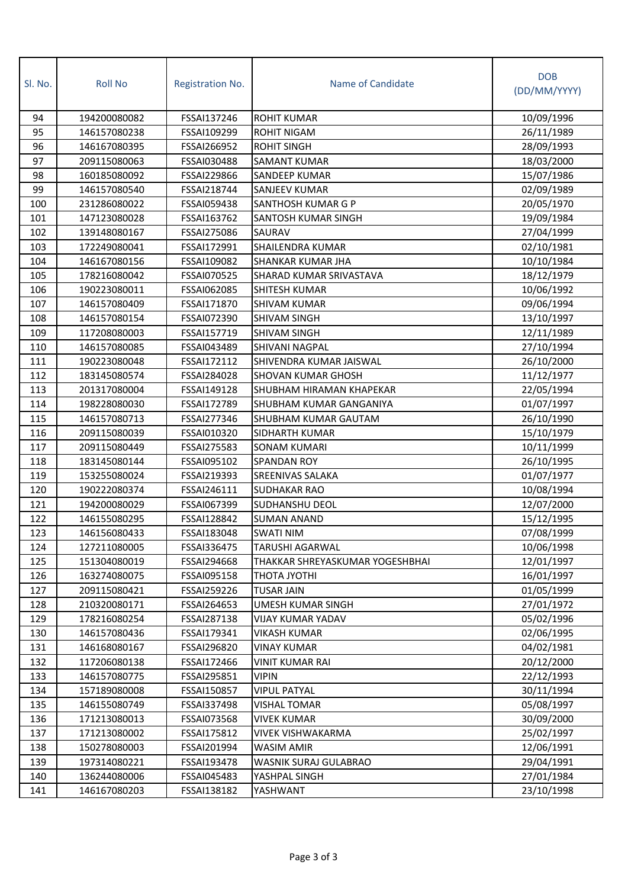| Sl. No. | Roll No | Registration No. | Name of Candidate | DOB (DD/MM/YYYY) |
|---|---|---|---|---|
| 94 | 194200080082 | FSSAI137246 | ROHIT KUMAR | 10/09/1996 |
| 95 | 146157080238 | FSSAI109299 | ROHIT NIGAM | 26/11/1989 |
| 96 | 146167080395 | FSSAI266952 | ROHIT SINGH | 28/09/1993 |
| 97 | 209115080063 | FSSAI030488 | SAMANT KUMAR | 18/03/2000 |
| 98 | 160185080092 | FSSAI229866 | SANDEEP KUMAR | 15/07/1986 |
| 99 | 146157080540 | FSSAI218744 | SANJEEV KUMAR | 02/09/1989 |
| 100 | 231286080022 | FSSAI059438 | SANTHOSH KUMAR G P | 20/05/1970 |
| 101 | 147123080028 | FSSAI163762 | SANTOSH KUMAR SINGH | 19/09/1984 |
| 102 | 139148080167 | FSSAI275086 | SAURAV | 27/04/1999 |
| 103 | 172249080041 | FSSAI172991 | SHAILENDRA KUMAR | 02/10/1981 |
| 104 | 146167080156 | FSSAI109082 | SHANKAR KUMAR JHA | 10/10/1984 |
| 105 | 178216080042 | FSSAI070525 | SHARAD KUMAR SRIVASTAVA | 18/12/1979 |
| 106 | 190223080011 | FSSAI062085 | SHITESH KUMAR | 10/06/1992 |
| 107 | 146157080409 | FSSAI171870 | SHIVAM KUMAR | 09/06/1994 |
| 108 | 146157080154 | FSSAI072390 | SHIVAM SINGH | 13/10/1997 |
| 109 | 117208080003 | FSSAI157719 | SHIVAM SINGH | 12/11/1989 |
| 110 | 146157080085 | FSSAI043489 | SHIVANI NAGPAL | 27/10/1994 |
| 111 | 190223080048 | FSSAI172112 | SHIVENDRA KUMAR JAISWAL | 26/10/2000 |
| 112 | 183145080574 | FSSAI284028 | SHOVAN KUMAR GHOSH | 11/12/1977 |
| 113 | 201317080004 | FSSAI149128 | SHUBHAM HIRAMAN KHAPEKAR | 22/05/1994 |
| 114 | 198228080030 | FSSAI172789 | SHUBHAM KUMAR GANGANIYA | 01/07/1997 |
| 115 | 146157080713 | FSSAI277346 | SHUBHAM KUMAR GAUTAM | 26/10/1990 |
| 116 | 209115080039 | FSSAI010320 | SIDHARTH KUMAR | 15/10/1979 |
| 117 | 209115080449 | FSSAI275583 | SONAM KUMARI | 10/11/1999 |
| 118 | 183145080144 | FSSAI095102 | SPANDAN ROY | 26/10/1995 |
| 119 | 153255080024 | FSSAI219393 | SREENIVAS SALAKA | 01/07/1977 |
| 120 | 190222080374 | FSSAI246111 | SUDHAKAR RAO | 10/08/1994 |
| 121 | 194200080029 | FSSAI067399 | SUDHANSHU DEOL | 12/07/2000 |
| 122 | 146155080295 | FSSAI128842 | SUMAN ANAND | 15/12/1995 |
| 123 | 146156080433 | FSSAI183048 | SWATI NIM | 07/08/1999 |
| 124 | 127211080005 | FSSAI336475 | TARUSHI AGARWAL | 10/06/1998 |
| 125 | 151304080019 | FSSAI294668 | THAKKAR SHREYASKUMAR YOGESHBHAI | 12/01/1997 |
| 126 | 163274080075 | FSSAI095158 | THOTA JYOTHI | 16/01/1997 |
| 127 | 209115080421 | FSSAI259226 | TUSAR JAIN | 01/05/1999 |
| 128 | 210320080171 | FSSAI264653 | UMESH KUMAR SINGH | 27/01/1972 |
| 129 | 178216080254 | FSSAI287138 | VIJAY KUMAR YADAV | 05/02/1996 |
| 130 | 146157080436 | FSSAI179341 | VIKASH KUMAR | 02/06/1995 |
| 131 | 146168080167 | FSSAI296820 | VINAY KUMAR | 04/02/1981 |
| 132 | 117206080138 | FSSAI172466 | VINIT KUMAR RAI | 20/12/2000 |
| 133 | 146157080775 | FSSAI295851 | VIPIN | 22/12/1993 |
| 134 | 157189080008 | FSSAI150857 | VIPUL PATYAL | 30/11/1994 |
| 135 | 146155080749 | FSSAI337498 | VISHAL TOMAR | 05/08/1997 |
| 136 | 171213080013 | FSSAI073568 | VIVEK KUMAR | 30/09/2000 |
| 137 | 171213080002 | FSSAI175812 | VIVEK VISHWAKARMA | 25/02/1997 |
| 138 | 150278080003 | FSSAI201994 | WASIM AMIR | 12/06/1991 |
| 139 | 197314080221 | FSSAI193478 | WASNIK SURAJ GULABRAO | 29/04/1991 |
| 140 | 136244080006 | FSSAI045483 | YASHPAL SINGH | 27/01/1984 |
| 141 | 146167080203 | FSSAI138182 | YASHWANT | 23/10/1998 |